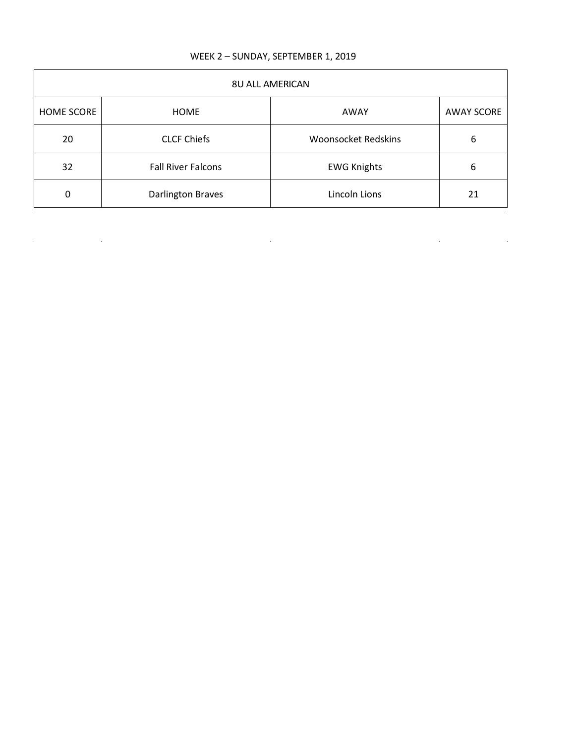WEEK 2 – SUNDAY, SEPTEMBER 1, 2019

| 8U ALL AMERICAN | | | |
|---|---|---|---|
| HOME SCORE | HOME | AWAY | AWAY SCORE |
| 20 | CLCF Chiefs | Woonsocket Redskins | 6 |
| 32 | Fall River Falcons | EWG Knights | 6 |
| 0 | Darlington Braves | Lincoln Lions | 21 |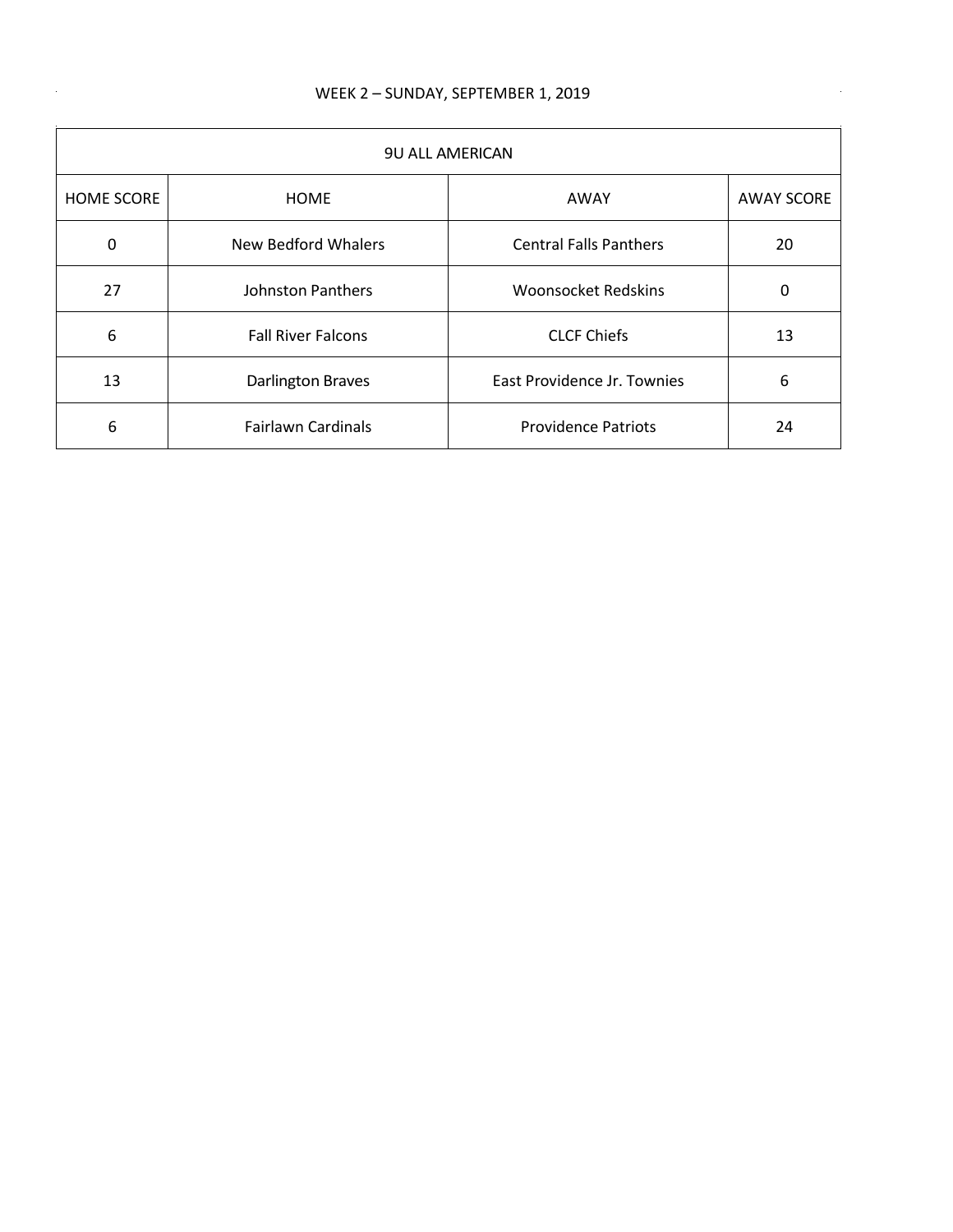WEEK 2 – SUNDAY, SEPTEMBER 1, 2019

| 9U ALL AMERICAN | | | |
|---|---|---|---|
| HOME SCORE | HOME | AWAY | AWAY SCORE |
| 0 | New Bedford Whalers | Central Falls Panthers | 20 |
| 27 | Johnston Panthers | Woonsocket Redskins | 0 |
| 6 | Fall River Falcons | CLCF Chiefs | 13 |
| 13 | Darlington Braves | East Providence Jr. Townies | 6 |
| 6 | Fairlawn Cardinals | Providence Patriots | 24 |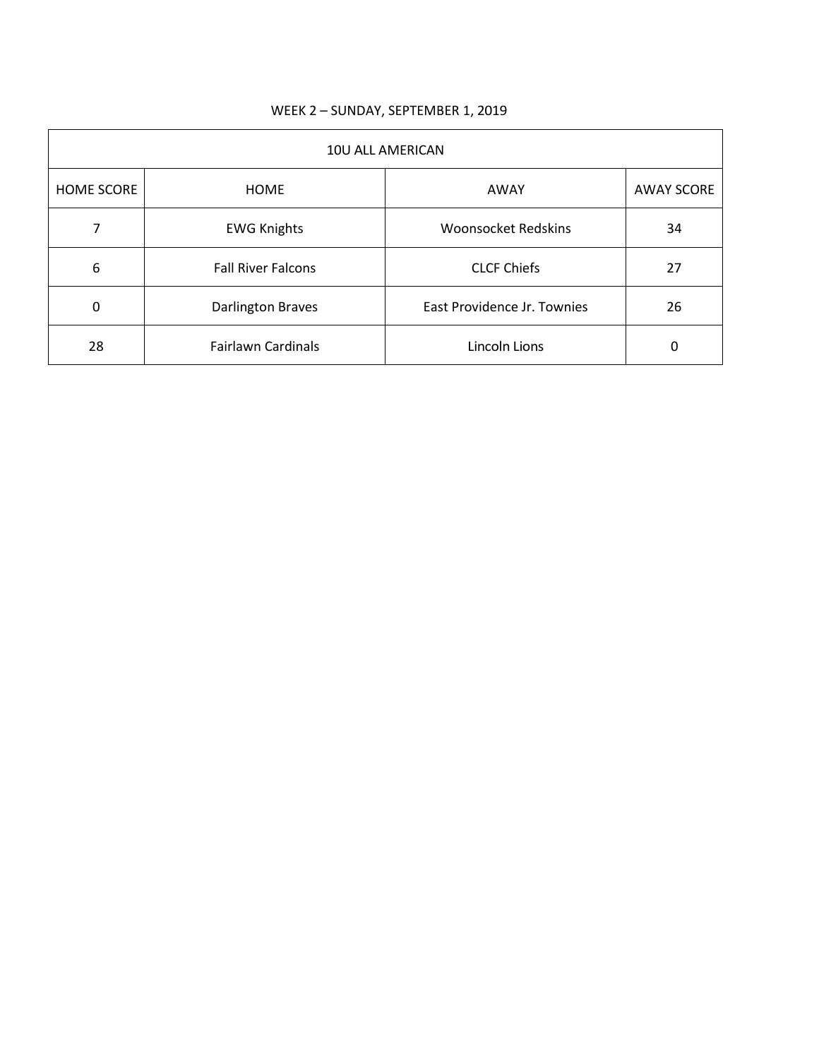WEEK 2 – SUNDAY, SEPTEMBER 1, 2019

| 10U ALL AMERICAN | | | |
|---|---|---|---|
| HOME SCORE | HOME | AWAY | AWAY SCORE |
| 7 | EWG Knights | Woonsocket Redskins | 34 |
| 6 | Fall River Falcons | CLCF Chiefs | 27 |
| 0 | Darlington Braves | East Providence Jr. Townies | 26 |
| 28 | Fairlawn Cardinals | Lincoln Lions | 0 |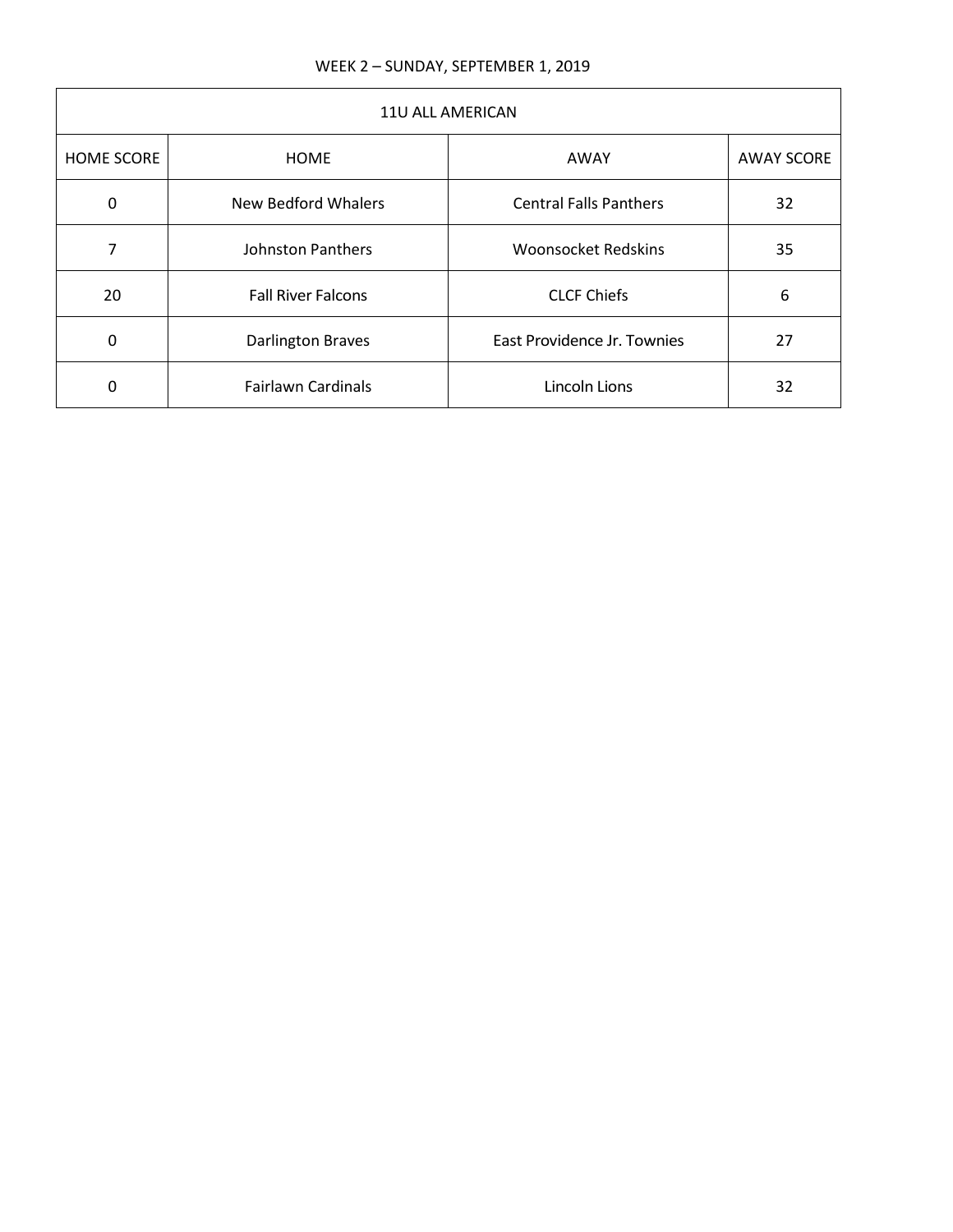WEEK 2 – SUNDAY, SEPTEMBER 1, 2019

| 11U ALL AMERICAN | | | |
|---|---|---|---|
| HOME SCORE | HOME | AWAY | AWAY SCORE |
| 0 | New Bedford Whalers | Central Falls Panthers | 32 |
| 7 | Johnston Panthers | Woonsocket Redskins | 35 |
| 20 | Fall River Falcons | CLCF Chiefs | 6 |
| 0 | Darlington Braves | East Providence Jr. Townies | 27 |
| 0 | Fairlawn Cardinals | Lincoln Lions | 32 |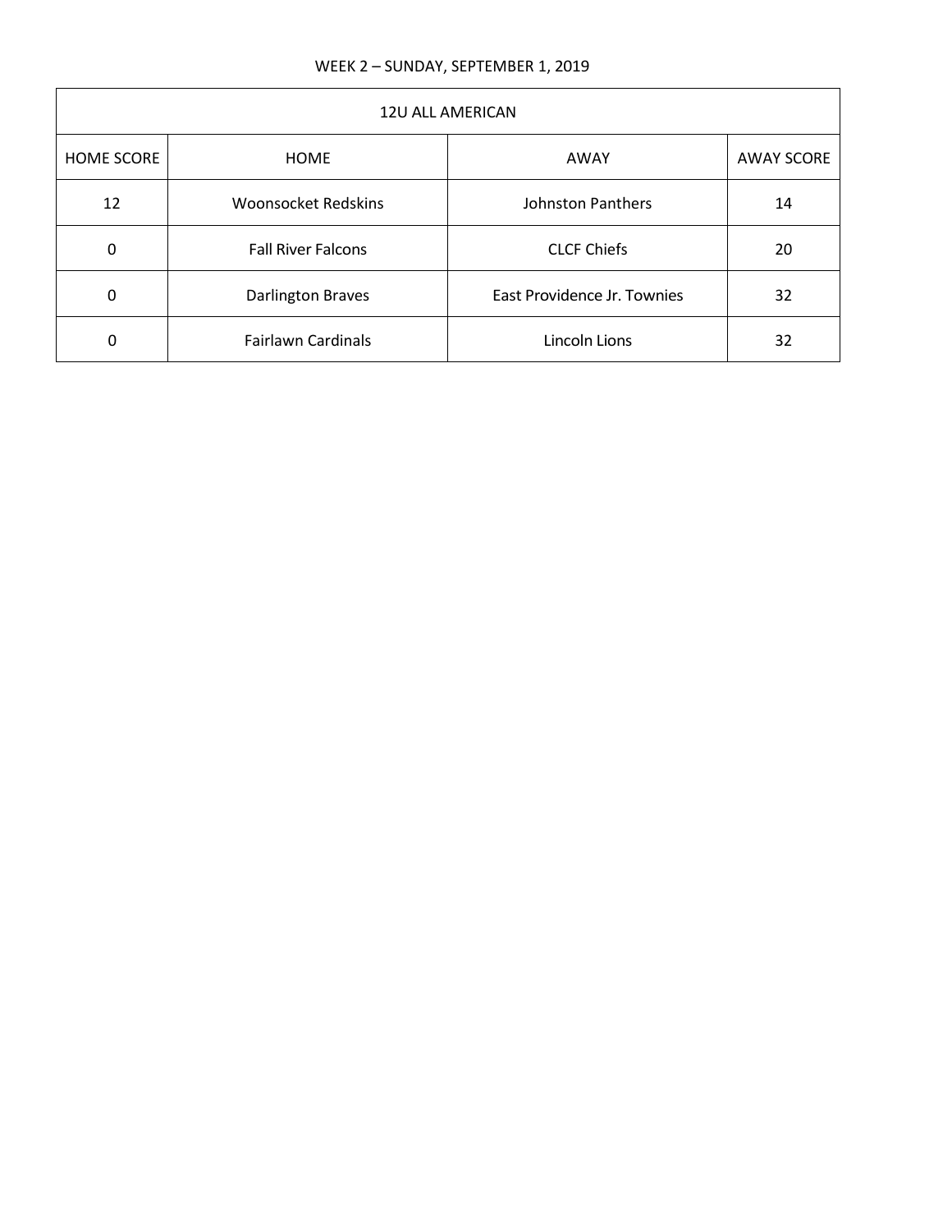WEEK 2 – SUNDAY, SEPTEMBER 1, 2019

| 12U ALL AMERICAN | | | |
|---|---|---|---|
| HOME SCORE | HOME | AWAY | AWAY SCORE |
| 12 | Woonsocket Redskins | Johnston Panthers | 14 |
| 0 | Fall River Falcons | CLCF Chiefs | 20 |
| 0 | Darlington Braves | East Providence Jr. Townies | 32 |
| 0 | Fairlawn Cardinals | Lincoln Lions | 32 |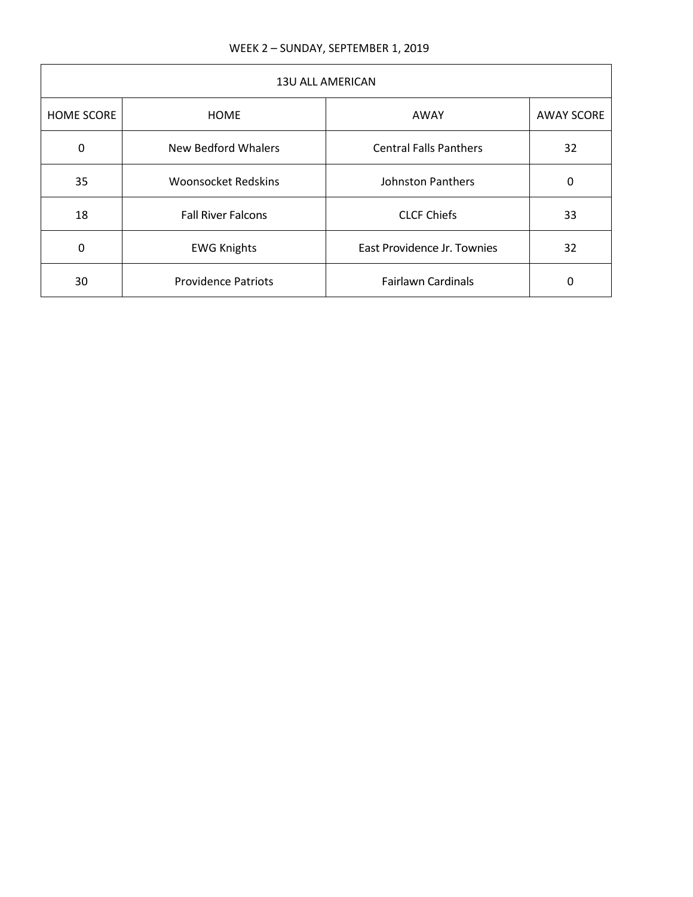WEEK 2 – SUNDAY, SEPTEMBER 1, 2019

| 13U ALL AMERICAN | | | |
|---|---|---|---|
| HOME SCORE | HOME | AWAY | AWAY SCORE |
| 0 | New Bedford Whalers | Central Falls Panthers | 32 |
| 35 | Woonsocket Redskins | Johnston Panthers | 0 |
| 18 | Fall River Falcons | CLCF Chiefs | 33 |
| 0 | EWG Knights | East Providence Jr. Townies | 32 |
| 30 | Providence Patriots | Fairlawn Cardinals | 0 |